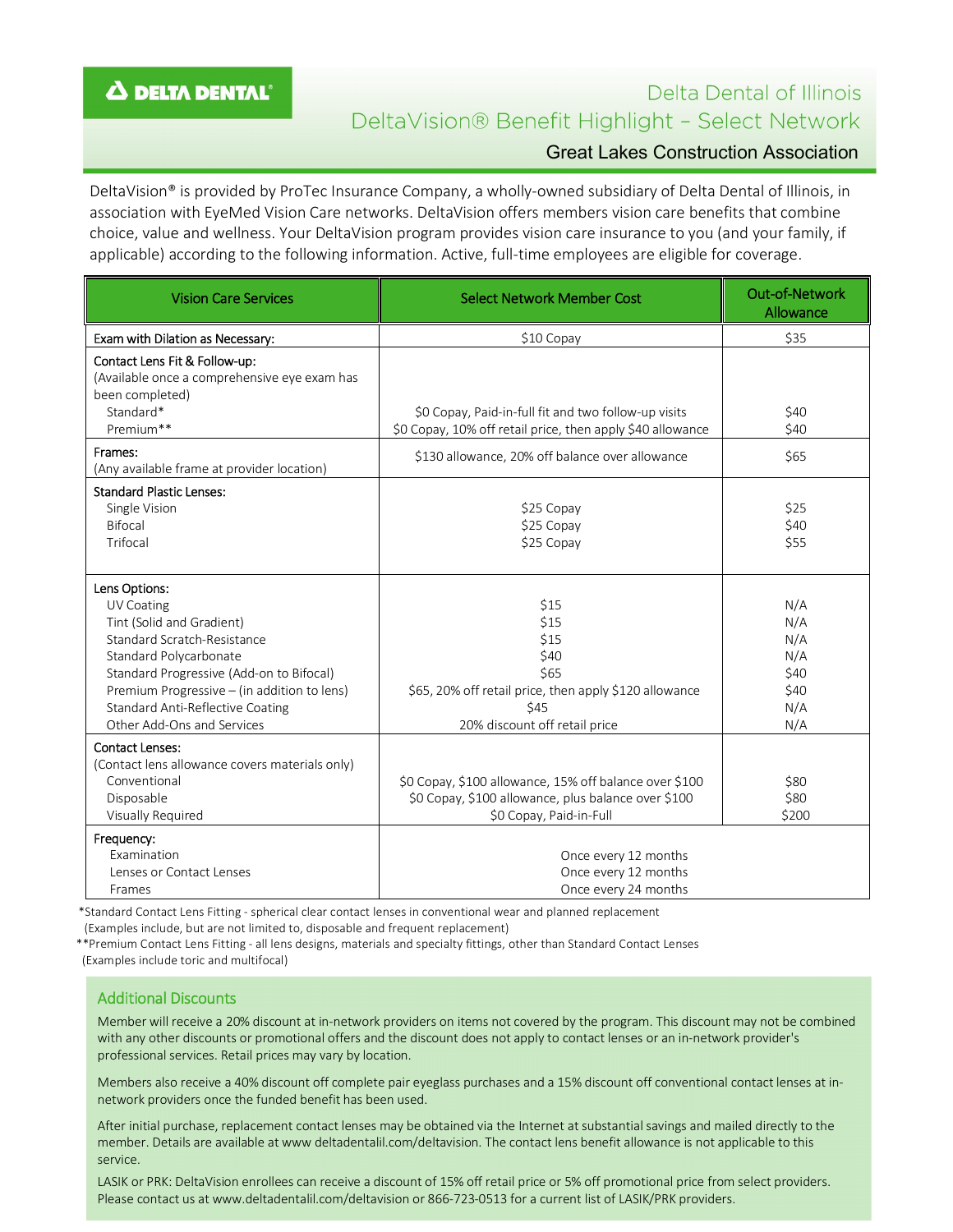# Delta Dental of Illinois

## DeltaVision® Benefit Highlight – Select Network

### Great Lakes Construction Association

DeltaVision® is provided by ProTec Insurance Company, a wholly-owned subsidiary of Delta Dental of Illinois, in association with EyeMed Vision Care networks. DeltaVision offers members vision care benefits that combine choice, value and wellness. Your DeltaVision program provides vision care insurance to you (and your family, if applicable) according to the following information. Active, full-time employees are eligible for coverage.

| Vision Care Services | Select Network Member Cost | Out-of-Network Allowance |
|---|---|---|
| Exam with Dilation as Necessary: | $10 Copay | $35 |
| Contact Lens Fit & Follow-up: (Available once a comprehensive eye exam has been completed) | | |
| Standard* | $0 Copay, Paid-in-full fit and two follow-up visits | $40 |
| Premium** | $0 Copay, 10% off retail price, then apply $40 allowance | $40 |
| Frames: (Any available frame at provider location) | $130 allowance, 20% off balance over allowance | $65 |
| Standard Plastic Lenses: | | |
| Single Vision | $25 Copay | $25 |
| Bifocal | $25 Copay | $40 |
| Trifocal | $25 Copay | $55 |
| Lens Options: | | |
| UV Coating | $15 | N/A |
| Tint (Solid and Gradient) | $15 | N/A |
| Standard Scratch-Resistance | $15 | N/A |
| Standard Polycarbonate | $40 | N/A |
| Standard Progressive (Add-on to Bifocal) | $65 | $40 |
| Premium Progressive – (in addition to lens) | $65, 20% off retail price, then apply $120 allowance | $40 |
| Standard Anti-Reflective Coating | $45 | N/A |
| Other Add-Ons and Services | 20% discount off retail price | N/A |
| Contact Lenses: (Contact lens allowance covers materials only) | | |
| Conventional | $0 Copay, $100 allowance, 15% off balance over $100 | $80 |
| Disposable | $0 Copay, $100 allowance, plus balance over $100 | $80 |
| Visually Required | $0 Copay, Paid-in-Full | $200 |
| Frequency: | | |
| Examination | Once every 12 months | |
| Lenses or Contact Lenses | Once every 12 months | |
| Frames | Once every 24 months | |

*Standard Contact Lens Fitting - spherical clear contact lenses in conventional wear and planned replacement (Examples include, but are not limited to, disposable and frequent replacement)

**Premium Contact Lens Fitting - all lens designs, materials and specialty fittings, other than Standard Contact Lenses (Examples include toric and multifocal)

### Additional Discounts

Member will receive a 20% discount at in-network providers on items not covered by the program. This discount may not be combined with any other discounts or promotional offers and the discount does not apply to contact lenses or an in-network provider's professional services. Retail prices may vary by location.

Members also receive a 40% discount off complete pair eyeglass purchases and a 15% discount off conventional contact lenses at in-network providers once the funded benefit has been used.

After initial purchase, replacement contact lenses may be obtained via the Internet at substantial savings and mailed directly to the member. Details are available at www deltadentalil.com/deltavision. The contact lens benefit allowance is not applicable to this service.

LASIK or PRK: DeltaVision enrollees can receive a discount of 15% off retail price or 5% off promotional price from select providers. Please contact us at www.deltadentalil.com/deltavision or 866-723-0513 for a current list of LASIK/PRK providers.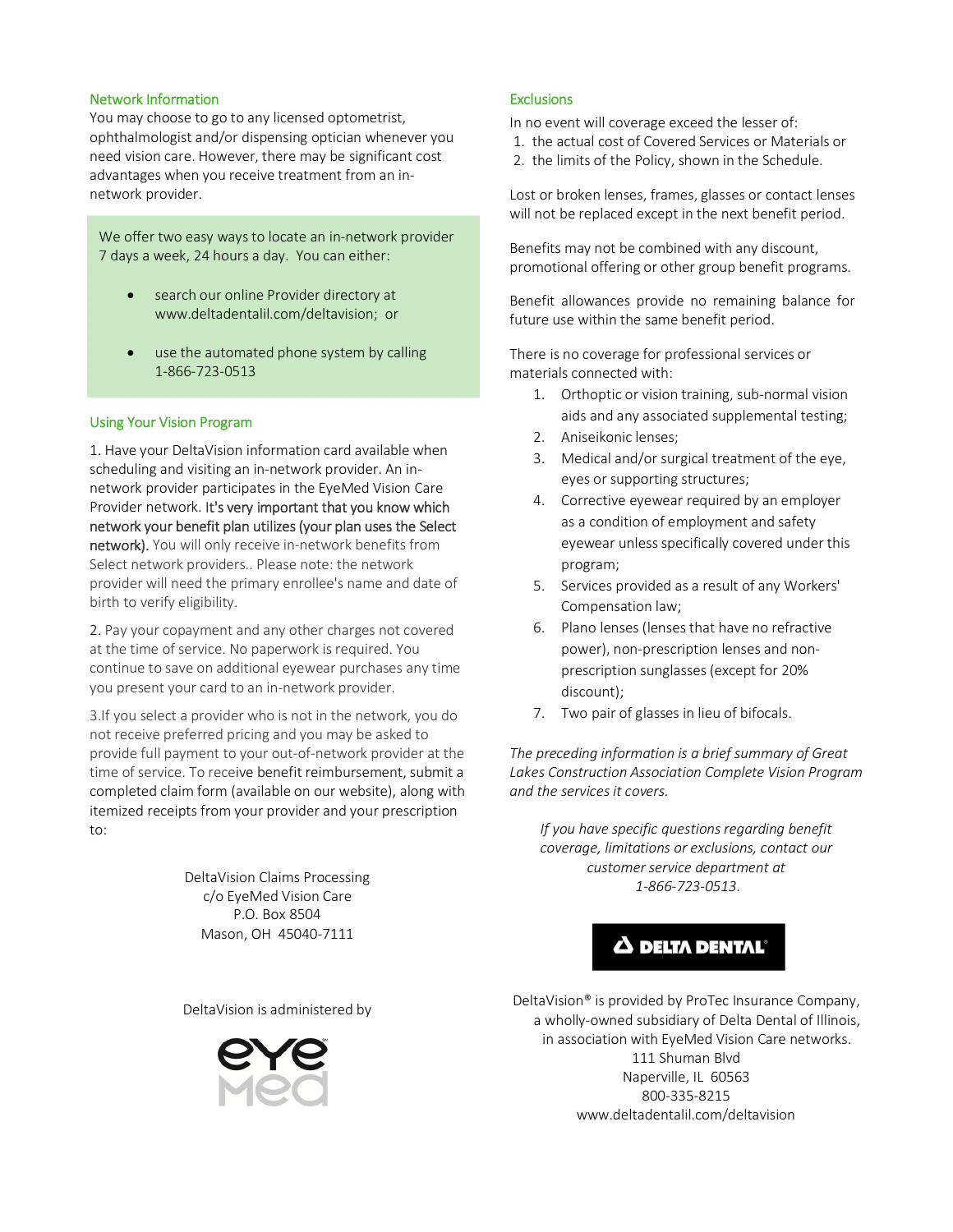## Network Information

You may choose to go to any licensed optometrist, ophthalmologist and/or dispensing optician whenever you need vision care. However, there may be significant cost advantages when you receive treatment from an in-network provider.

We offer two easy ways to locate an in-network provider 7 days a week, 24 hours a day. You can either:

- search our online Provider directory at www.deltadentalil.com/deltavision; or
- use the automated phone system by calling 1-866-723-0513

## Using Your Vision Program

1. Have your DeltaVision information card available when scheduling and visiting an in-network provider. An in-network provider participates in the EyeMed Vision Care Provider network. It's very important that you know which network your benefit plan utilizes (your plan uses the Select network). You will only receive in-network benefits from Select network providers.. Please note: the network provider will need the primary enrollee's name and date of birth to verify eligibility.

2. Pay your copayment and any other charges not covered at the time of service. No paperwork is required. You continue to save on additional eyewear purchases any time you present your card to an in-network provider.

3.If you select a provider who is not in the network, you do not receive preferred pricing and you may be asked to provide full payment to your out-of-network provider at the time of service. To receive benefit reimbursement, submit a completed claim form (available on our website), along with itemized receipts from your provider and your prescription to:

DeltaVision Claims Processing
c/o EyeMed Vision Care
P.O. Box 8504
Mason, OH 45040-7111

DeltaVision is administered by

eyemed

## Exclusions

In no event will coverage exceed the lesser of:

1. the actual cost of Covered Services or Materials or
2. the limits of the Policy, shown in the Schedule.

Lost or broken lenses, frames, glasses or contact lenses will not be replaced except in the next benefit period.

Benefits may not be combined with any discount, promotional offering or other group benefit programs.

Benefit allowances provide no remaining balance for future use within the same benefit period.

There is no coverage for professional services or materials connected with:

1. Orthoptic or vision training, sub-normal vision aids and any associated supplemental testing;
2. Aniseikonic lenses;
3. Medical and/or surgical treatment of the eye, eyes or supporting structures;
4. Corrective eyewear required by an employer as a condition of employment and safety eyewear unless specifically covered under this program;
5. Services provided as a result of any Workers' Compensation law;
6. Plano lenses (lenses that have no refractive power), non-prescription lenses and non-prescription sunglasses (except for 20% discount);
7. Two pair of glasses in lieu of bifocals.

*The preceding information is a brief summary of Great Lakes Construction Association Complete Vision Program and the services it covers.*

*If you have specific questions regarding benefit coverage, limitations or exclusions, contact our customer service department at 1-866-723-0513.*

DELTA DENTAL®

DeltaVision® is provided by ProTec Insurance Company, a wholly-owned subsidiary of Delta Dental of Illinois, in association with EyeMed Vision Care networks.
111 Shuman Blvd
Naperville, IL 60563
800-335-8215
www.deltadentalil.com/deltavision